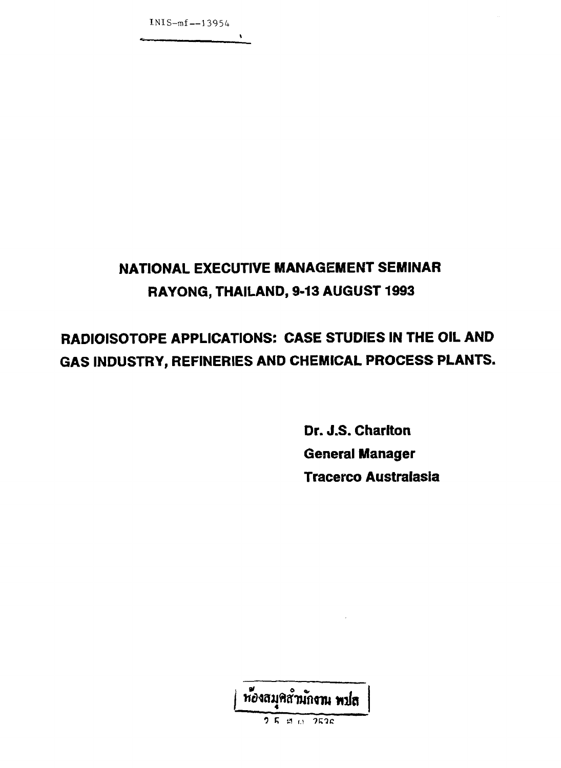INIS-mf--13954

# NATIONAL EXECUTIVE MANAGEMENT SEMINAR
# RAYONG, THAILAND, 9-13 AUGUST 1993

## RADIOISOTOPE APPLICATIONS: CASE STUDIES IN THE OIL AND GAS INDUSTRY, REFINERIES AND CHEMICAL PROCESS PLANTS.

**Dr. J.S. Charlton**
**General Manager**
**Tracerco Australasia**

ห้องสมุดสำนักงาน พปส

2 5 ส.ค. 2536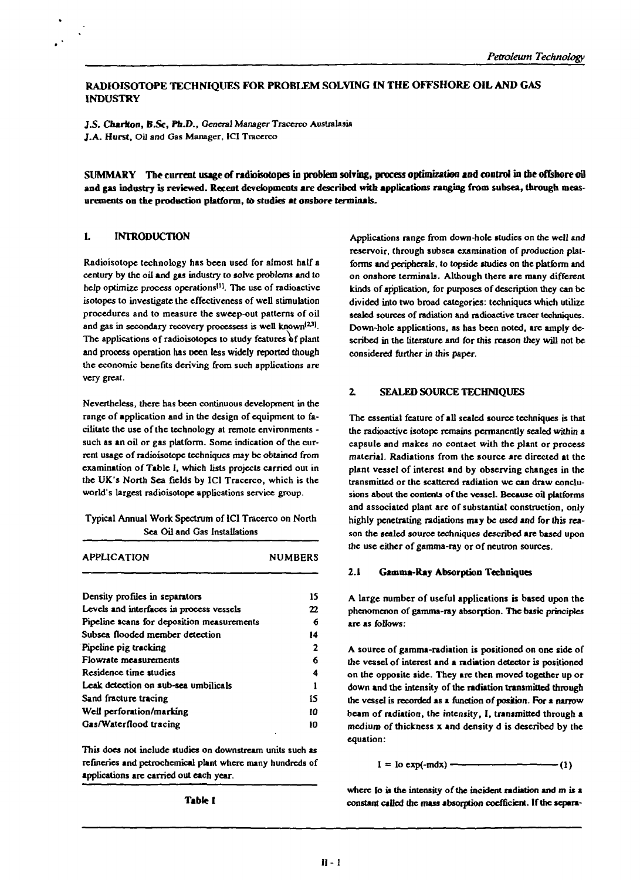# RADIOISOTOPE TECHNIQUES FOR PROBLEM SOLVING IN THE OFFSHORE OIL AND GAS INDUSTRY

**J.S. Charlton, B.Sc, Ph.D.,** *General Manager Tracerco Australasia*
**J.A. Hurst,** Oil and Gas Manager, ICI Tracerco

**SUMMARY The current usage of radioisotopes in problem solving, process optimization and control in the offshore oil and gas industry is reviewed. Recent developments are described with applications ranging from subsea, through measurements on the production platform, to studies at onshore terminals.**

## 1. INTRODUCTION

Radioisotope technology has been used for almost half a century by the oil and gas industry to solve problems and to help optimize process operations[1]. The use of radioactive isotopes to investigate the effectiveness of well stimulation procedures and to measure the sweep-out patterns of oil and gas in secondary recovery processess is well known[2,3]. The applications of radioisotopes to study features of plant and process operation has been less widely reported though the economic benefits deriving from such applications are very great.

Nevertheless, there has been continuous development in the range of application and in the design of equipment to facilitate the use of the technology at remote environments - such as an oil or gas platform. Some indication of the current usage of radioisotope techniques may be obtained from examination of Table I, which lists projects carried out in the UK's North Sea fields by ICI Tracerco, which is the world's largest radioisotope applications service group.

Typical Annual Work Spectrum of ICI Tracerco on North Sea Oil and Gas Installations

| APPLICATION | NUMBERS |
|---|---|
| Density profiles in separators | 15 |
| Levels and interfaces in process vessels | 22 |
| Pipeline scans for deposition measurements | 6 |
| Subsea flooded member detection | 14 |
| Pipeline pig tracking | 2 |
| Flowrate measurements | 6 |
| Residence time studies | 4 |
| Leak detection on sub-sea umbilicals | 1 |
| Sand fracture tracing | 15 |
| Well perforation/marking | 10 |
| Gas/Waterflood tracing | 10 |

This does not include studies on downstream units such as refineries and petrochemical plant where many hundreds of applications are carried out each year.

**Table I**

Applications range from down-hole studies on the well and reservoir, through subsea examination of production platforms and peripherals, to topside studies on the platform and on onshore terminals. Although there are many different kinds of application, for purposes of description they can be divided into two broad categories: techniques which utilize sealed sources of radiation and radioactive tracer techniques. Down-hole applications, as has been noted, are amply described in the literature and for this reason they will not be considered further in this paper.

## 2. SEALED SOURCE TECHNIQUES

The essential feature of all sealed source techniques is that the radioactive isotope remains permanently sealed within a capsule and makes no contact with the plant or process material. Radiations from the source are directed at the plant vessel of interest and by observing changes in the transmitted or the scattered radiation we can draw conclusions about the contents of the vessel. Because oil platforms and associated plant are of substantial construction, only highly penetrating radiations may be used and for this reason the sealed source techniques described are based upon the use either of gamma-ray or of neutron sources.

### 2.1 Gamma-Ray Absorption Techniques

A large number of useful applications is based upon the phenomenon of gamma-ray absorption. The basic principles are as follows:

A source of gamma-radiation is positioned on one side of the vessel of interest and a radiation detector is positioned on the opposite side. They are then moved together up or down and the intensity of the radiation transmitted through the vessel is recorded as a function of position. For a narrow beam of radiation, the intensity, I, transmitted through a medium of thickness x and density d is described by the equation:

$$I = Io \exp(-mdx) \qquad (1)$$

where Io is the intensity of the incident radiation and m is a constant called the mass absorption coefficient. If the separa-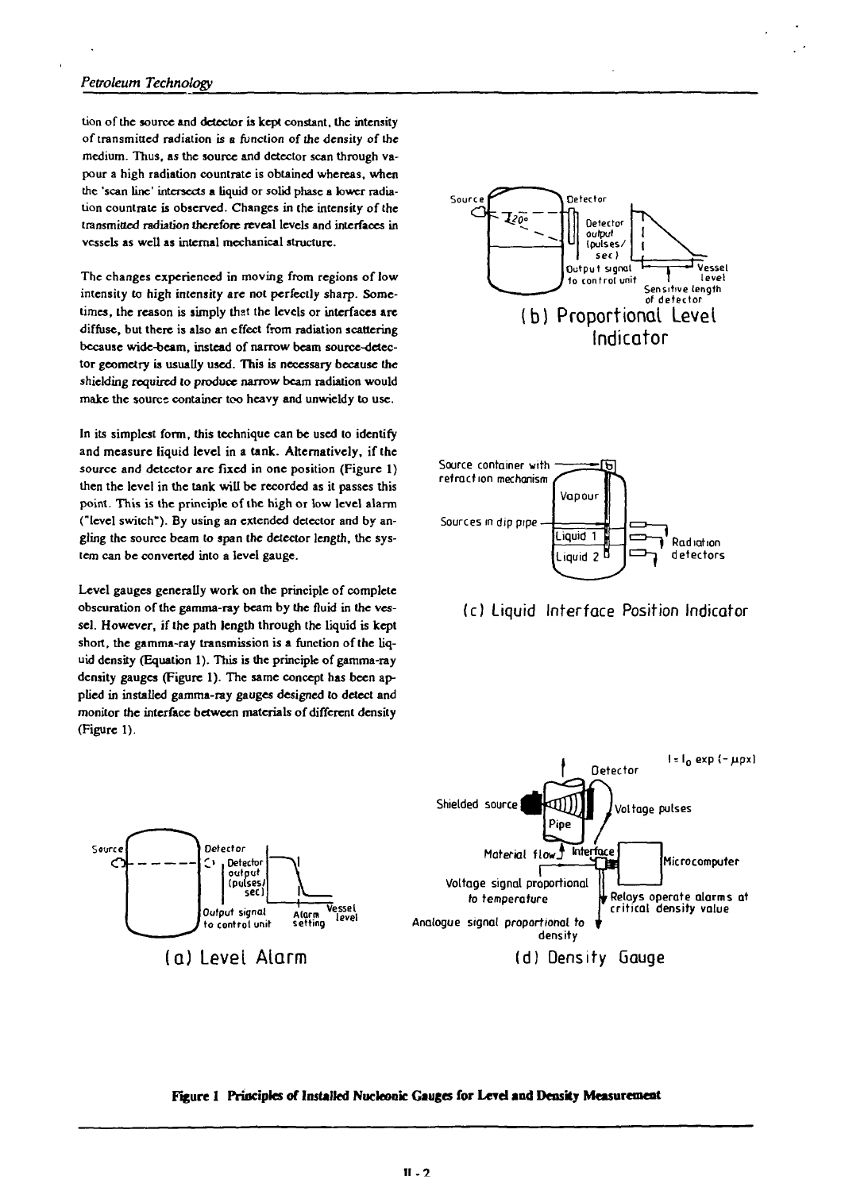tion of the source and detector is kept constant, the intensity of transmitted radiation is a function of the density of the medium. Thus, as the source and detector scan through vapour a high radiation countrate is obtained whereas, when the 'scan line' intersects a liquid or solid phase a lower radiation countrate is observed. Changes in the intensity of the transmitted radiation therefore reveal levels and interfaces in vessels as well as internal mechanical structure.

The changes experienced in moving from regions of low intensity to high intensity are not perfectly sharp. Sometimes, the reason is simply that the levels or interfaces are diffuse, but there is also an effect from radiation scattering because wide-beam, instead of narrow beam source-detector geometry is usually used. This is necessary because the shielding required to produce narrow beam radiation would make the source container too heavy and unwieldy to use.

In its simplest form, this technique can be used to identify and measure liquid level in a tank. Alternatively, if the source and detector are fixed in one position (Figure 1) then the level in the tank will be recorded as it passes this point. This is the principle of the high or low level alarm ("level switch"). By using an extended detector and by angling the source beam to span the detector length, the system can be converted into a level gauge.

Level gauges generally work on the principle of complete obscuration of the gamma-ray beam by the fluid in the vessel. However, if the path length through the liquid is kept short, the gamma-ray transmission is a function of the liquid density (Equation 1). This is the principle of gamma-ray density gauges (Figure 1). The same concept has been applied in installed gamma-ray gauges designed to detect and monitor the interface between materials of different density (Figure 1).

(a) Level Alarm

(b) Proportional Level Indicator

(c) Liquid Interface Position Indicator

(d) Density Gauge

$I = I_0 \exp(-\mu\rho x)$

**Figure 1 Principles of Installed Nucleonic Gauges for Level and Density Measurement**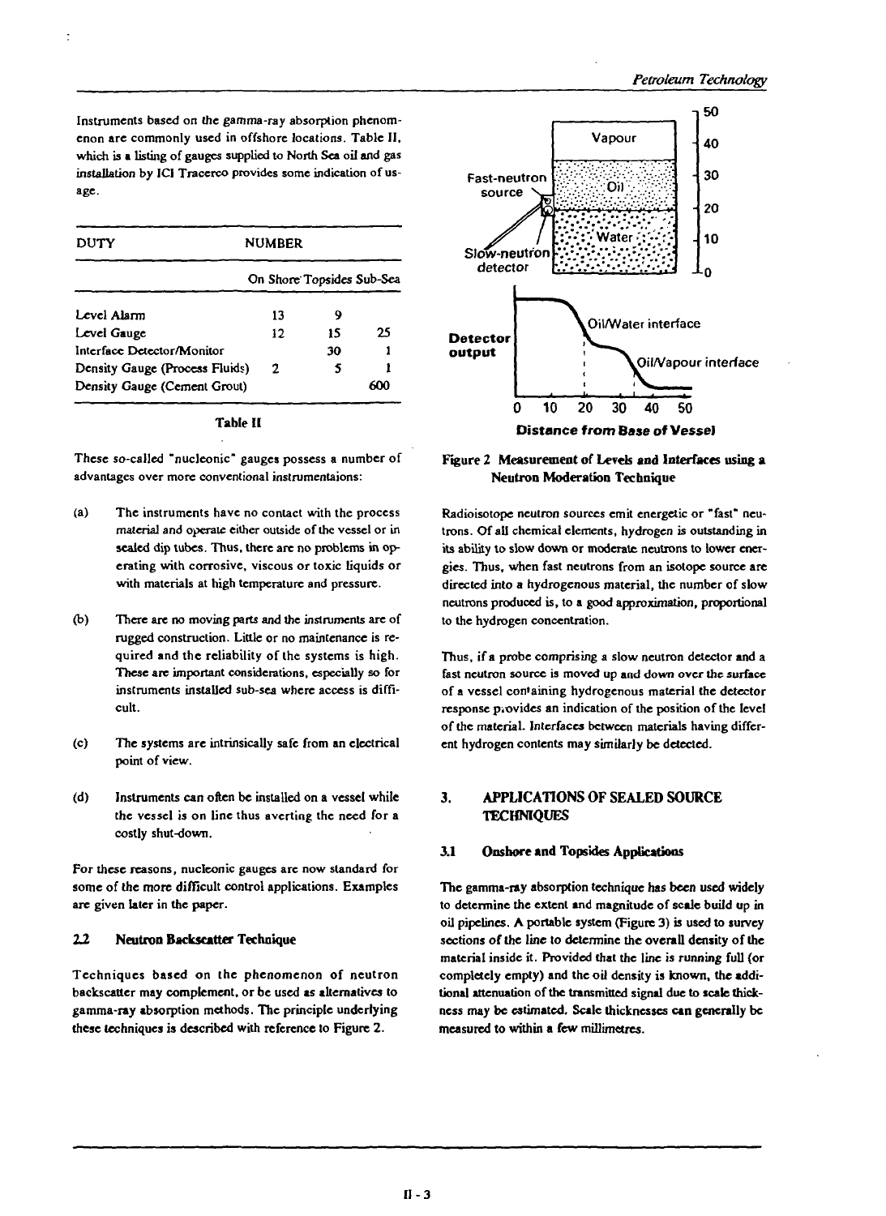Instruments based on the gamma-ray absorption phenomenon are commonly used in offshore locations. Table II, which is a listing of gauges supplied to North Sea oil and gas installation by ICI Tracerco provides some indication of usage.

| DUTY | NUMBER | | |
|---|---|---|---|
| | On Shore | Topsides | Sub-Sea |
| Level Alarm | 13 | 9 | |
| Level Gauge | 12 | 15 | 25 |
| Interface Detector/Monitor | | 30 | 1 |
| Density Gauge (Process Fluids) | 2 | 5 | 1 |
| Density Gauge (Cement Grout) | | | 600 |

**Table II**

These so-called "nucleonic" gauges possess a number of advantages over more conventional instrumentaions:

(a) The instruments have no contact with the process material and operate either outside of the vessel or in sealed dip tubes. Thus, there are no problems in operating with corrosive, viscous or toxic liquids or with materials at high temperature and pressure.

(b) There are no moving parts and the instruments are of rugged construction. Little or no maintenance is required and the reliability of the systems is high. These are important considerations, especially so for instruments installed sub-sea where access is difficult.

(c) The systems are intrinsically safe from an electrical point of view.

(d) Instruments can often be installed on a vessel while the vessel is on line thus averting the need for a costly shut-down.

For these reasons, nucleonic gauges are now standard for some of the more difficult control applications. Examples are given later in the paper.

### 2.2 Neutron Backscatter Technique

Techniques based on the phenomenon of neutron backscatter may complement, or be used as alternatives to gamma-ray absorption methods. The principle underlying these techniques is described with reference to Figure 2.

**Figure 2 Measurement of Levels and Interfaces using a Neutron Moderation Technique**

Radioisotope neutron sources emit energetic or "fast" neutrons. Of all chemical elements, hydrogen is outstanding in its ability to slow down or moderate neutrons to lower energies. Thus, when fast neutrons from an isotope source are directed into a hydrogenous material, the number of slow neutrons produced is, to a good approximation, proportional to the hydrogen concentration.

Thus, if a probe comprising a slow neutron detector and a fast neutron source is moved up and down over the surface of a vessel containing hydrogenous material the detector response provides an indication of the position of the level of the material. Interfaces between materials having different hydrogen contents may similarly be detected.

## 3. APPLICATIONS OF SEALED SOURCE TECHNIQUES

### 3.1 Onshore and Topsides Applications

The gamma-ray absorption technique has been used widely to determine the extent and magnitude of scale build up in oil pipelines. A portable system (Figure 3) is used to survey sections of the line to determine the overall density of the material inside it. Provided that the line is running full (or completely empty) and the oil density is known, the additional attenuation of the transmitted signal due to scale thickness may be estimated. Scale thicknesses can generally be measured to within a few millimetres.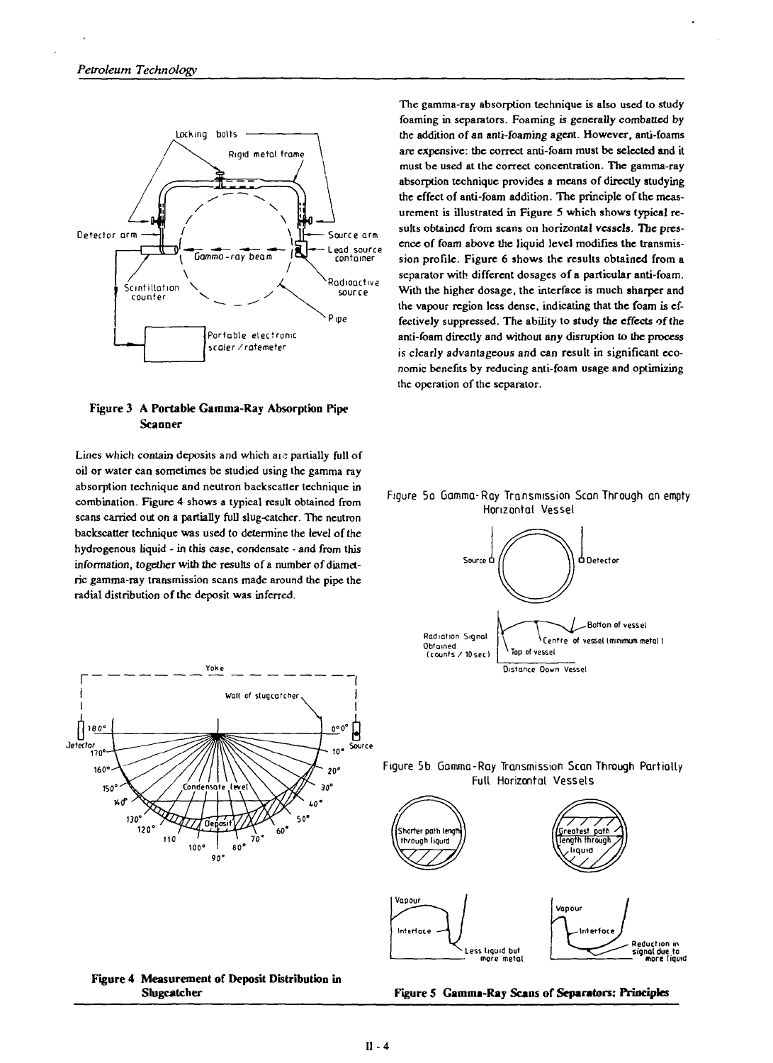Figure 3 A Portable Gamma-Ray Absorption Pipe Scanner

Lines which contain deposits and which are partially full of oil or water can sometimes be studied using the gamma ray absorption technique and neutron backscatter technique in combination. Figure 4 shows a typical result obtained from scans carried out on a partially full slug-catcher. The neutron backscatter technique was used to determine the level of the hydrogenous liquid - in this case, condensate - and from this information, together with the results of a number of diametric gamma-ray transmission scans made around the pipe the radial distribution of the deposit was inferred.

Figure 4 Measurement of Deposit Distribution in Slugcatcher

The gamma-ray absorption technique is also used to study foaming in separators. Foaming is generally combatted by the addition of an anti-foaming agent. However, anti-foams are expensive: the correct anti-foam must be selected and it must be used at the correct concentration. The gamma-ray absorption technique provides a means of directly studying the effect of anti-foam addition. The principle of the measurement is illustrated in Figure 5 which shows typical results obtained from scans on horizontal vessels. The presence of foam above the liquid level modifies the transmission profile. Figure 6 shows the results obtained from a separator with different dosages of a particular anti-foam. With the higher dosage, the interface is much sharper and the vapour region less dense, indicating that the foam is effectively suppressed. The ability to study the effects of the anti-foam directly and without any disruption to the process is clearly advantageous and can result in significant economic benefits by reducing anti-foam usage and optimizing the operation of the separator.

Figure 5a Gamma-Ray Transmission Scan Through an empty Horizontal Vessel

Figure 5b Gamma-Ray Transmission Scan Through Partially Full Horizontal Vessels

Figure 5 Gamma-Ray Scans of Separators: Principles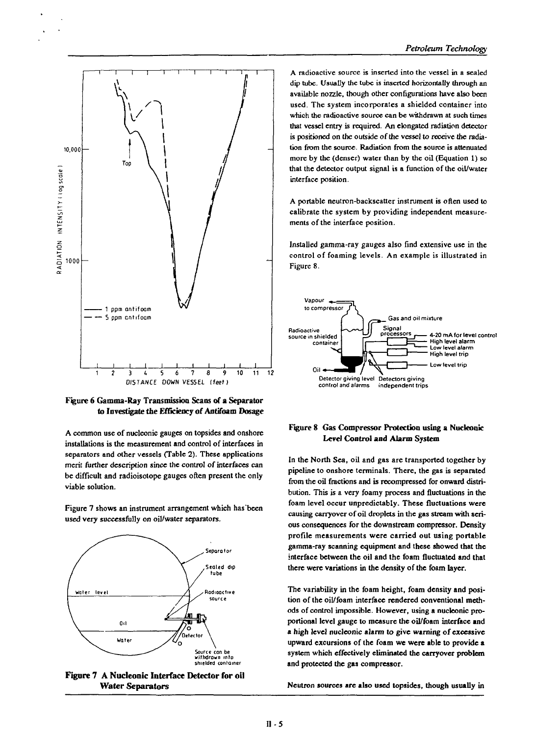**Figure 6 Gamma-Ray Transmission Scans of a Separator to Investigate the Efficiency of Antifoam Dosage**

A common use of nucleonic gauges on topsides and onshore installations is the measurement and control of interfaces in separators and other vessels (Table 2). These applications merit further description since the control of interfaces can be difficult and radioisotope gauges often present the only viable solution.

Figure 7 shows an instrument arrangement which has been used very successfully on oil/water separators.

**Figure 7 A Nucleonic Interface Detector for oil Water Separators**

A radioactive source is inserted into the vessel in a sealed dip tube. Usually the tube is inserted horizontally through an available nozzle, though other configurations have also been used. The system incorporates a shielded container into which the radioactive source can be withdrawn at such times that vessel entry is required. An elongated radiation detector is positioned on the outside of the vessel to receive the radiation from the source. Radiation from the source is attenuated more by the (denser) water than by the oil (Equation 1) so that the detector output signal is a function of the oil/water interface position.

A portable neutron-backscatter instrument is often used to calibrate the system by providing independent measurements of the interface position.

Installed gamma-ray gauges also find extensive use in the control of foaming levels. An example is illustrated in Figure 8.

**Figure 8 Gas Compressor Protection using a Nucleonic Level Control and Alarm System**

In the North Sea, oil and gas are transported together by pipeline to onshore terminals. There, the gas is separated from the oil fractions and is recompressed for onward distribution. This is a very foamy process and fluctuations in the foam level occur unpredictably. These fluctuations were causing carryover of oil droplets in the gas stream with serious consequences for the downstream compressor. Density profile measurements were carried out using portable gamma-ray scanning equipment and these showed that the interface between the oil and the foam fluctuated and that there were variations in the density of the foam layer.

The variability in the foam height, foam density and position of the oil/foam interface rendered conventional methods of control impossible. However, using a nucleonic proportional level gauge to measure the oil/foam interface and a high level nucleonic alarm to give warning of excessive upward excursions of the foam we were able to provide a system which effectively eliminated the carryover problem and protected the gas compressor.

Neutron sources are also used topsides, though usually in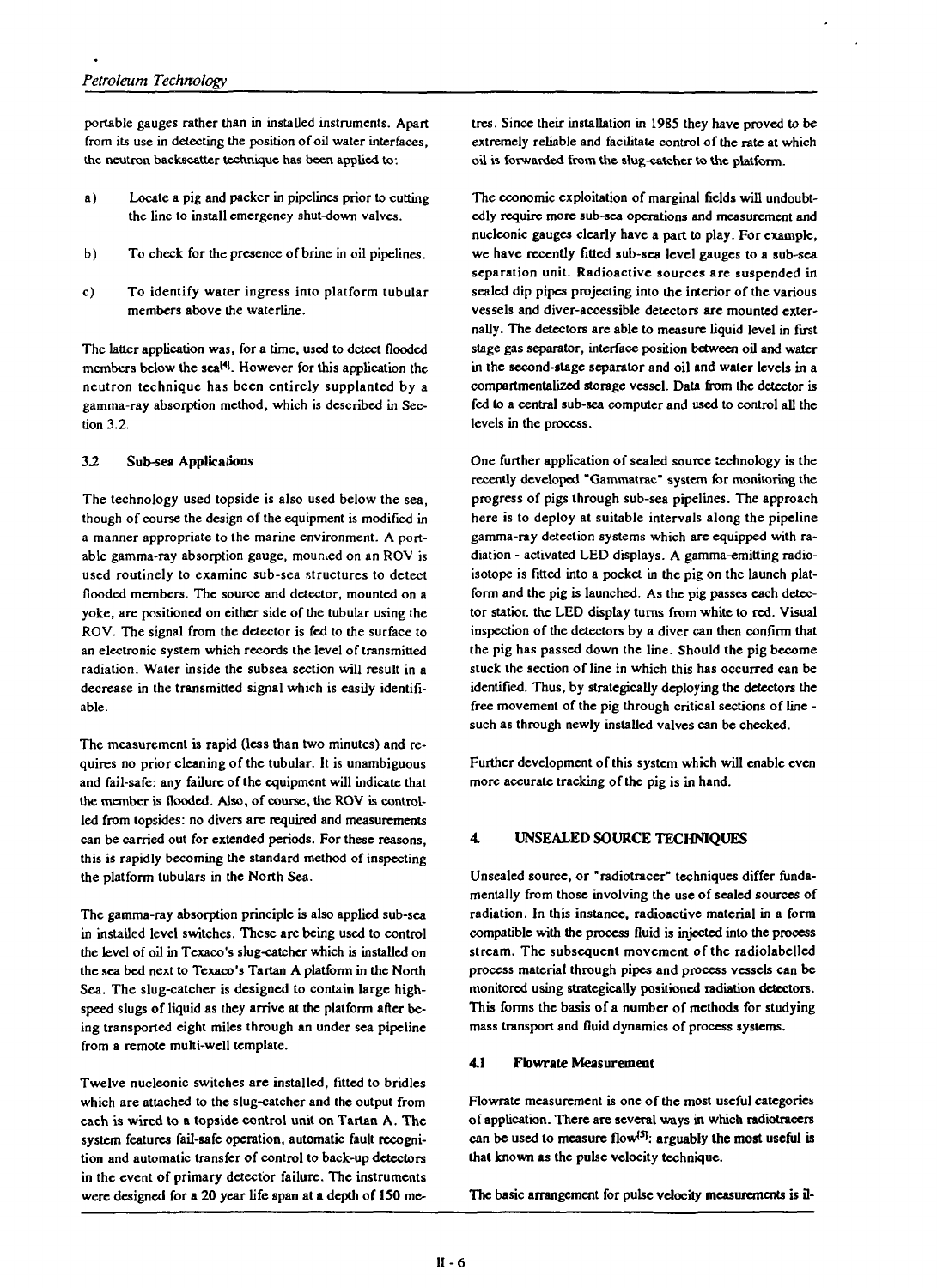portable gauges rather than in installed instruments. Apart from its use in detecting the position of oil water interfaces, the neutron backscatter technique has been applied to:

a) Locate a pig and packer in pipelines prior to cutting the line to install emergency shut-down valves.

b) To check for the presence of brine in oil pipelines.

c) To identify water ingress into platform tubular members above the waterline.

The latter application was, for a time, used to detect flooded members below the sea[4]. However for this application the neutron technique has been entirely supplanted by a gamma-ray absorption method, which is described in Section 3.2.

### 3.2 Sub-sea Applications

The technology used topside is also used below the sea, though of course the design of the equipment is modified in a manner appropriate to the marine environment. A portable gamma-ray absorption gauge, mounted on an ROV is used routinely to examine sub-sea structures to detect flooded members. The source and detector, mounted on a yoke, are positioned on either side of the tubular using the ROV. The signal from the detector is fed to the surface to an electronic system which records the level of transmitted radiation. Water inside the subsea section will result in a decrease in the transmitted signal which is easily identifiable.

The measurement is rapid (less than two minutes) and requires no prior cleaning of the tubular. It is unambiguous and fail-safe: any failure of the equipment will indicate that the member is flooded. Also, of course, the ROV is controlled from topsides: no divers are required and measurements can be carried out for extended periods. For these reasons, this is rapidly becoming the standard method of inspecting the platform tubulars in the North Sea.

The gamma-ray absorption principle is also applied sub-sea in installed level switches. These are being used to control the level of oil in Texaco's slug-catcher which is installed on the sea bed next to Texaco's Tartan A platform in the North Sea. The slug-catcher is designed to contain large high-speed slugs of liquid as they arrive at the platform after being transported eight miles through an under sea pipeline from a remote multi-well template.

Twelve nucleonic switches are installed, fitted to bridles which are attached to the slug-catcher and the output from each is wired to a topside control unit on Tartan A. The system features fail-safe operation, automatic fault recognition and automatic transfer of control to back-up detectors in the event of primary detector failure. The instruments were designed for a 20 year life span at a depth of 150 metres. Since their installation in 1985 they have proved to be extremely reliable and facilitate control of the rate at which oil is forwarded from the slug-catcher to the platform.

The economic exploitation of marginal fields will undoubtedly require more sub-sea operations and measurement and nucleonic gauges clearly have a part to play. For example, we have recently fitted sub-sea level gauges to a sub-sea separation unit. Radioactive sources are suspended in sealed dip pipes projecting into the interior of the various vessels and diver-accessible detectors are mounted externally. The detectors are able to measure liquid level in first stage gas separator, interface position between oil and water in the second-stage separator and oil and water levels in a compartmentalized storage vessel. Data from the detector is fed to a central sub-sea computer and used to control all the levels in the process.

One further application of sealed source technology is the recently developed "Gammatrac" system for monitoring the progress of pigs through sub-sea pipelines. The approach here is to deploy at suitable intervals along the pipeline gamma-ray detection systems which are equipped with radiation - activated LED displays. A gamma-emitting radioisotope is fitted into a pocket in the pig on the launch platform and the pig is launched. As the pig passes each detector station the LED display turns from white to red. Visual inspection of the detectors by a diver can then confirm that the pig has passed down the line. Should the pig become stuck the section of line in which this has occurred can be identified. Thus, by strategically deploying the detectors the free movement of the pig through critical sections of line - such as through newly installed valves can be checked.

Further development of this system which will enable even more accurate tracking of the pig is in hand.

## 4. UNSEALED SOURCE TECHNIQUES

Unsealed source, or "radiotracer" techniques differ fundamentally from those involving the use of sealed sources of radiation. In this instance, radioactive material in a form compatible with the process fluid is injected into the process stream. The subsequent movement of the radiolabelled process material through pipes and process vessels can be monitored using strategically positioned radiation detectors. This forms the basis of a number of methods for studying mass transport and fluid dynamics of process systems.

### 4.1 Flowrate Measurement

Flowrate measurement is one of the most useful categories of application. There are several ways in which radiotracers can be used to measure flow[5]: arguably the most useful is that known as the pulse velocity technique.

The basic arrangement for pulse velocity measurements is il-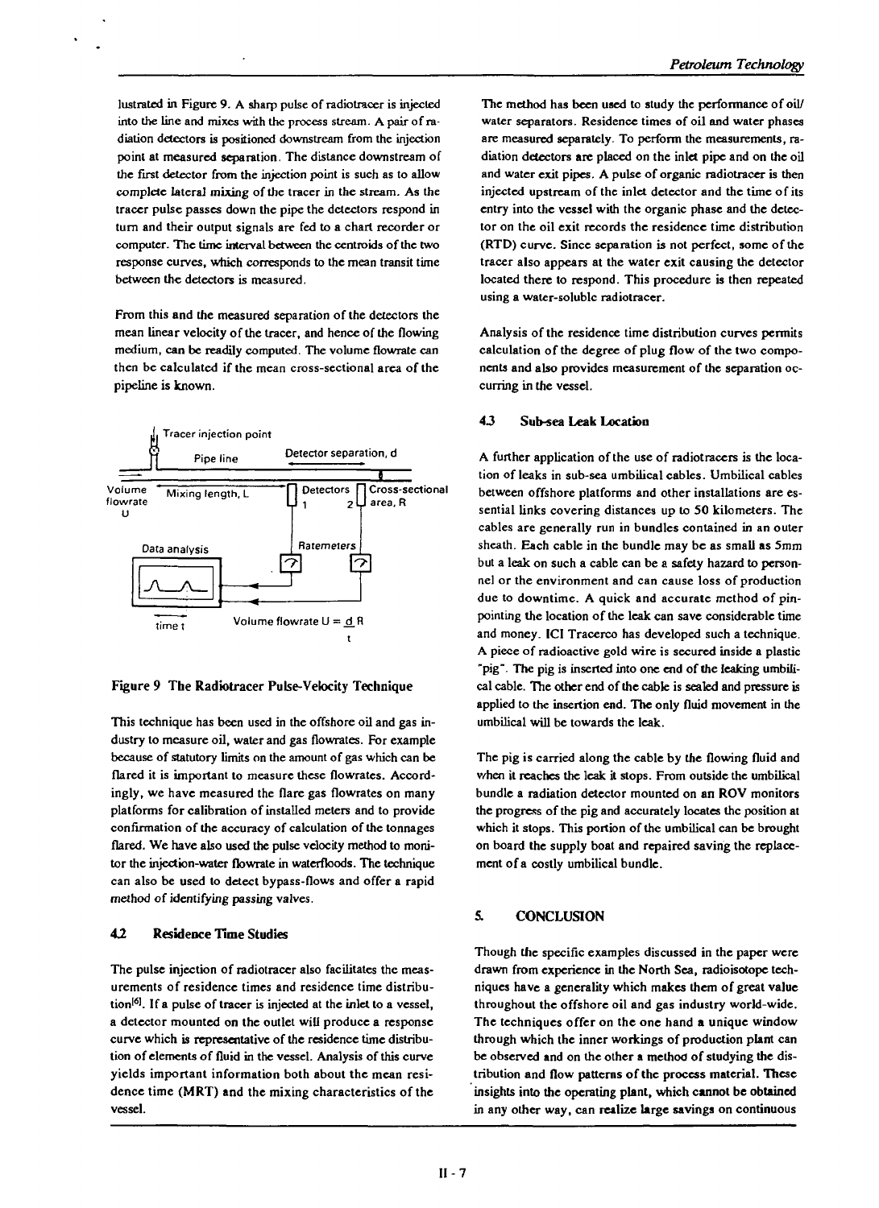lustrated in Figure 9. A sharp pulse of radiotracer is injected into the line and mixes with the process stream. A pair of radiation detectors is positioned downstream from the injection point at measured separation. The distance downstream of the first detector from the injection point is such as to allow complete lateral mixing of the tracer in the stream. As the tracer pulse passes down the pipe the detectors respond in turn and their output signals are fed to a chart recorder or computer. The time interval between the centroids of the two response curves, which corresponds to the mean transit time between the detectors is measured.

From this and the measured separation of the detectors the mean linear velocity of the tracer, and hence of the flowing medium, can be readily computed. The volume flowrate can then be calculated if the mean cross-sectional area of the pipeline is known.

Tracer injection point

Pipe line

Detector separation, d

Volume flowrate U

Mixing length, L

Detectors 1 2

Cross-sectional area, R

Data analysis

Ratemeters

time t

Volume flowrate $U = \frac{d}{t} R$

**Figure 9 The Radiotracer Pulse-Velocity Technique**

This technique has been used in the offshore oil and gas industry to measure oil, water and gas flowrates. For example because of statutory limits on the amount of gas which can be flared it is important to measure these flowrates. Accordingly, we have measured the flare gas flowrates on many platforms for calibration of installed meters and to provide confirmation of the accuracy of calculation of the tonnages flared. We have also used the pulse velocity method to monitor the injection-water flowrate in waterfloods. The technique can also be used to detect bypass-flows and offer a rapid method of identifying passing valves.

## 4.2 Residence Time Studies

The pulse injection of radiotracer also facilitates the measurements of residence times and residence time distribution[6]. If a pulse of tracer is injected at the inlet to a vessel, a detector mounted on the outlet will produce a response curve which is representative of the residence time distribution of elements of fluid in the vessel. Analysis of this curve yields important information both about the mean residence time (MRT) and the mixing characteristics of the vessel.

The method has been used to study the performance of oil/water separators. Residence times of oil and water phases are measured separately. To perform the measurements, radiation detectors are placed on the inlet pipe and on the oil and water exit pipes. A pulse of organic radiotracer is then injected upstream of the inlet detector and the time of its entry into the vessel with the organic phase and the detector on the oil exit records the residence time distribution (RTD) curve. Since separation is not perfect, some of the tracer also appears at the water exit causing the detector located there to respond. This procedure is then repeated using a water-soluble radiotracer.

Analysis of the residence time distribution curves permits calculation of the degree of plug flow of the two components and also provides measurement of the separation occurring in the vessel.

## 4.3 Sub-sea Leak Location

A further application of the use of radiotracers is the location of leaks in sub-sea umbilical cables. Umbilical cables between offshore platforms and other installations are essential links covering distances up to 50 kilometers. The cables are generally run in bundles contained in an outer sheath. Each cable in the bundle may be as small as 5mm but a leak on such a cable can be a safety hazard to personnel or the environment and can cause loss of production due to downtime. A quick and accurate method of pinpointing the location of the leak can save considerable time and money. ICI Tracerco has developed such a technique. A piece of radioactive gold wire is secured inside a plastic "pig". The pig is inserted into one end of the leaking umbilical cable. The other end of the cable is sealed and pressure is applied to the insertion end. The only fluid movement in the umbilical will be towards the leak.

The pig is carried along the cable by the flowing fluid and when it reaches the leak it stops. From outside the umbilical bundle a radiation detector mounted on an ROV monitors the progress of the pig and accurately locates the position at which it stops. This portion of the umbilical can be brought on board the supply boat and repaired saving the replacement of a costly umbilical bundle.

# 5. CONCLUSION

Though the specific examples discussed in the paper were drawn from experience in the North Sea, radioisotope techniques have a generality which makes them of great value throughout the offshore oil and gas industry world-wide. The techniques offer on the one hand a unique window through which the inner workings of production plant can be observed and on the other a method of studying the distribution and flow patterns of the process material. These insights into the operating plant, which cannot be obtained in any other way, can realize large savings on continuous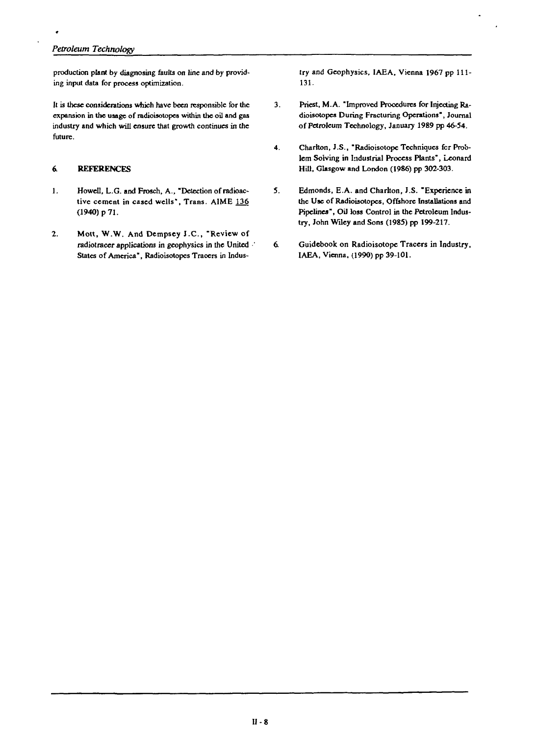production plant by diagnosing faults on line and by providing input data for process optimization.

It is these considerations which have been responsible for the expansion in the usage of radioisotopes within the oil and gas industry and which will ensure that growth continues in the future.

## 6. REFERENCES

1. Howell, L.G. and Frosch, A., "Detection of radioactive cement in cased wells", Trans. AIME 136 (1940) p 71.

2. Mott, W.W. And Dempsey J.C., "Review of radiotracer applications in geophysics in the United States of America", Radioisotopes Tracers in Industry and Geophysics, IAEA, Vienna 1967 pp 111-131.

3. Priest, M.A. "Improved Procedures for Injecting Radioisotopes During Fracturing Operations", Journal of Petroleum Technology, January 1989 pp 46-54.

4. Charlton, J.S., "Radioisotope Techniques for Problem Solving in Industrial Process Plants", Leonard Hill, Glasgow and London (1986) pp 302-303.

5. Edmonds, E.A. and Charlton, J.S. "Experience in the Use of Radioisotopes, Offshore Installations and Pipelines", Oil loss Control in the Petroleum Industry, John Wiley and Sons (1985) pp 199-217.

6. Guidebook on Radioisotope Tracers in Industry, IAEA, Vienna, (1990) pp 39-101.